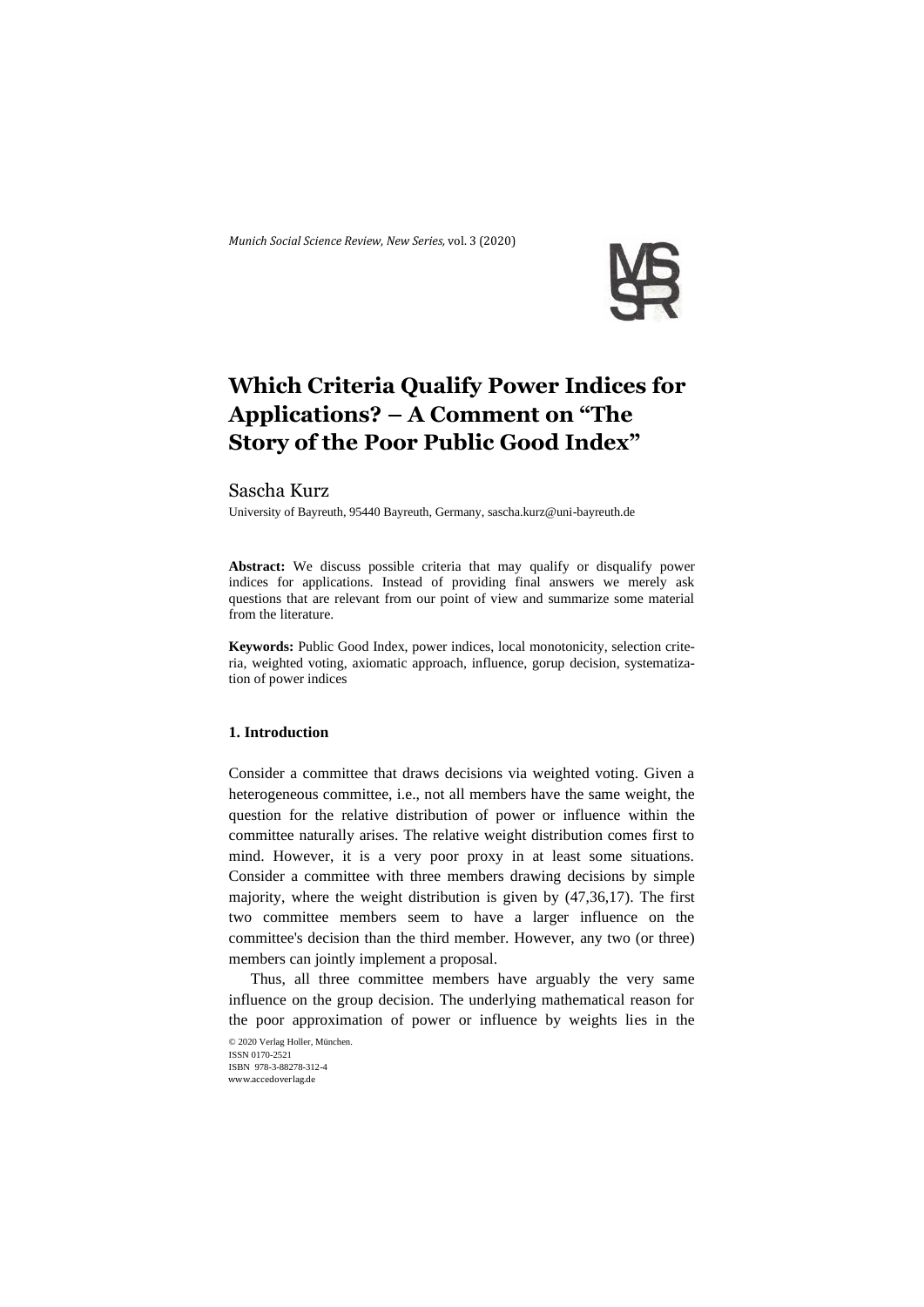# Which Criteria Qualify Power Indices for Applications? – A Comment on "The Story of the Poor Public Good Index"

Sascha Kurz

University of Bayreuth, 95440 Bayreuth, Germany, sascha.kurz@uni-bayreuth.de

**Abstract:** We discuss possible criteria that may qualify or disqualify power indices for applications. Instead of providing final answers we merely ask questions that are relevant from our point of view and summarize some material from the literature.

**Keywords:** Public Good Index, power indices, local monotonicity, selection criteria, weighted voting, axiomatic approach, influence, gorup decision, systematization of power indices

## 1. Introduction

Consider a committee that draws decisions via weighted voting. Given a heterogeneous committee, i.e., not all members have the same weight, the question for the relative distribution of power or influence within the committee naturally arises. The relative weight distribution comes first to mind. However, it is a very poor proxy in at least some situations. Consider a committee with three members drawing decisions by simple majority, where the weight distribution is given by (47,36,17). The first two committee members seem to have a larger influence on the committee's decision than the third member. However, any two (or three) members can jointly implement a proposal.

Thus, all three committee members have arguably the very same influence on the group decision. The underlying mathematical reason for the poor approximation of power or influence by weights lies in the

© 2020 Verlag Holler, München.
ISSN 0170-2521
ISBN 978-3-88278-312-4
www.accedoverlag.de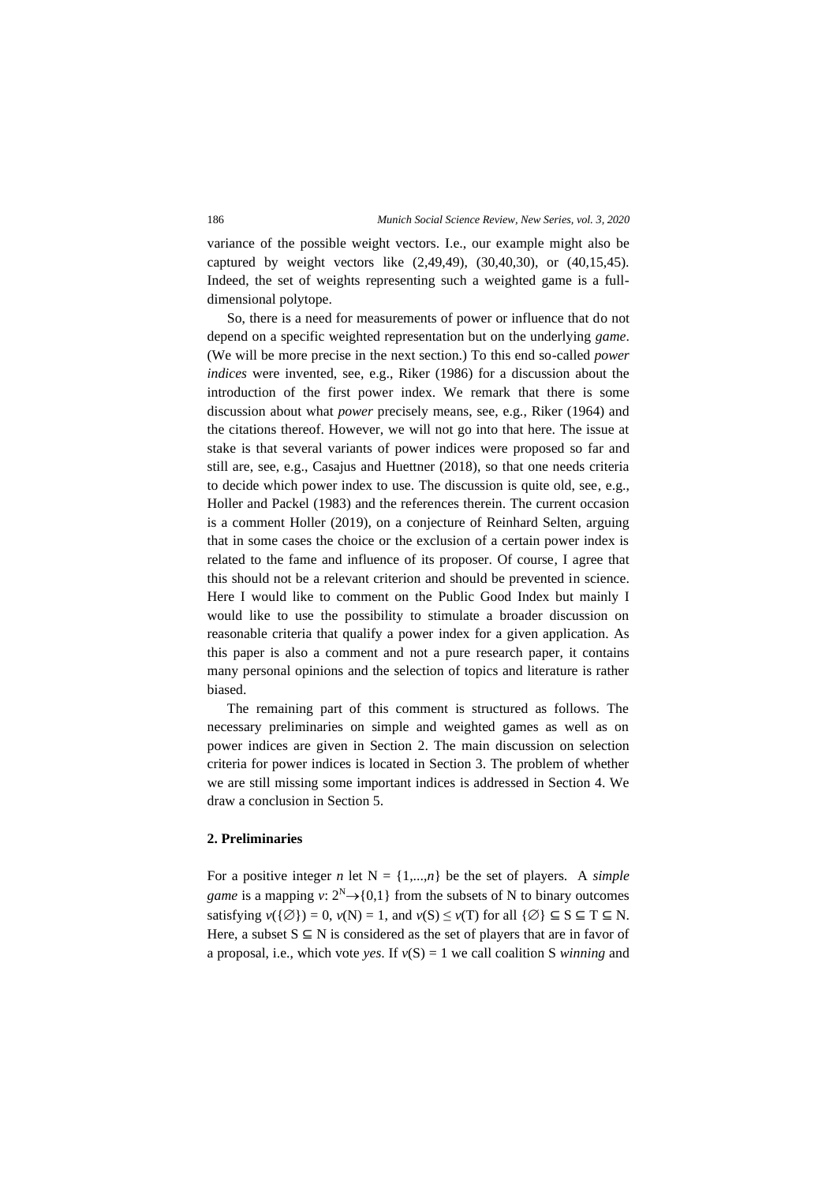variance of the possible weight vectors. I.e., our example might also be captured by weight vectors like (2,49,49), (30,40,30), or (40,15,45). Indeed, the set of weights representing such a weighted game is a full-dimensional polytope.

So, there is a need for measurements of power or influence that do not depend on a specific weighted representation but on the underlying *game*. (We will be more precise in the next section.) To this end so-called *power indices* were invented, see, e.g., Riker (1986) for a discussion about the introduction of the first power index. We remark that there is some discussion about what *power* precisely means, see, e.g., Riker (1964) and the citations thereof. However, we will not go into that here. The issue at stake is that several variants of power indices were proposed so far and still are, see, e.g., Casajus and Huettner (2018), so that one needs criteria to decide which power index to use. The discussion is quite old, see, e.g., Holler and Packel (1983) and the references therein. The current occasion is a comment Holler (2019), on a conjecture of Reinhard Selten, arguing that in some cases the choice or the exclusion of a certain power index is related to the fame and influence of its proposer. Of course, I agree that this should not be a relevant criterion and should be prevented in science. Here I would like to comment on the Public Good Index but mainly I would like to use the possibility to stimulate a broader discussion on reasonable criteria that qualify a power index for a given application. As this paper is also a comment and not a pure research paper, it contains many personal opinions and the selection of topics and literature is rather biased.

The remaining part of this comment is structured as follows. The necessary preliminaries on simple and weighted games as well as on power indices are given in Section 2. The main discussion on selection criteria for power indices is located in Section 3. The problem of whether we are still missing some important indices is addressed in Section 4. We draw a conclusion in Section 5.

## 2. Preliminaries

For a positive integer $n$ let $N = \{1,...,n\}$ be the set of players. A *simple game* is a mapping $v: 2^N \rightarrow \{0,1\}$ from the subsets of N to binary outcomes satisfying $v(\{\varnothing\}) = 0$, $v(N) = 1$, and $v(S) \leq v(T)$ for all $\{\varnothing\} \subseteq S \subseteq T \subseteq N$. Here, a subset $S \subseteq N$ is considered as the set of players that are in favor of a proposal, i.e., which vote *yes*. If $v(S) = 1$ we call coalition S *winning* and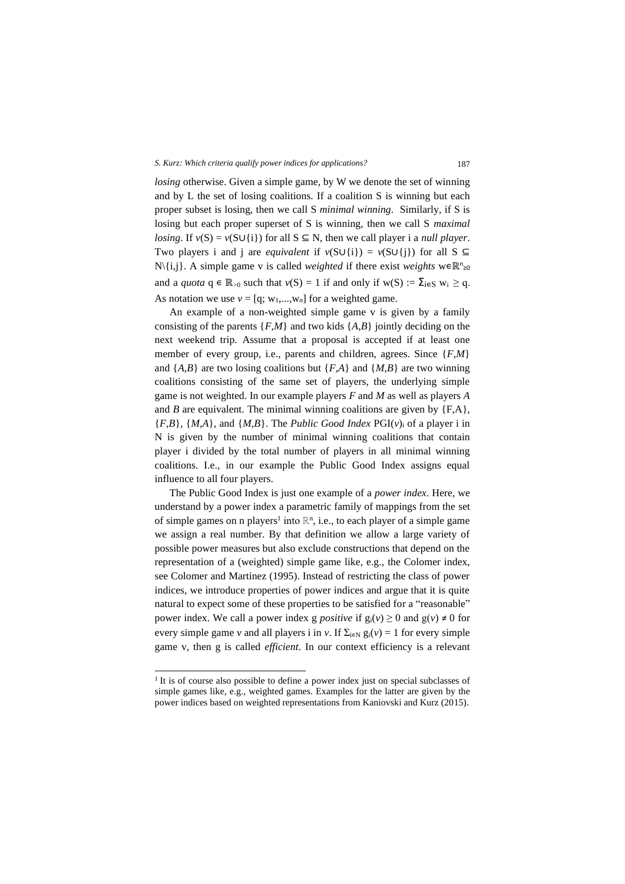*losing* otherwise. Given a simple game, by W we denote the set of winning and by L the set of losing coalitions. If a coalition S is winning but each proper subset is losing, then we call S *minimal winning*. Similarly, if S is losing but each proper superset of S is winning, then we call S *maximal losing*. If $v(S) = v(S \cup \{i\})$ for all $S \subseteq N$, then we call player i a *null player*. Two players i and j are *equivalent* if $v(S \cup \{i\}) = v(S \cup \{j\})$ for all $S \subseteq N \setminus \{i,j\}$. A simple game v is called *weighted* if there exist *weights* $w \in \mathbb{R}^n_{\geq 0}$ and a *quota* $q \in \mathbb{R}_{>0}$ such that $v(S) = 1$ if and only if $w(S) := \sum_{i \in S} w_i \geq q$. As notation we use $v = [q; w_1,\ldots,w_n]$ for a weighted game.

An example of a non-weighted simple game v is given by a family consisting of the parents $\{F,M\}$ and two kids $\{A,B\}$ jointly deciding on the next weekend trip. Assume that a proposal is accepted if at least one member of every group, i.e., parents and children, agrees. Since $\{F,M\}$ and $\{A,B\}$ are two losing coalitions but $\{F,A\}$ and $\{M,B\}$ are two winning coalitions consisting of the same set of players, the underlying simple game is not weighted. In our example players *F* and *M* as well as players *A* and *B* are equivalent. The minimal winning coalitions are given by $\{F,A\}$, $\{F,B\}$, $\{M,A\}$, and $\{M,B\}$. The *Public Good Index* $\mathrm{PGI}(v)_i$ of a player i in N is given by the number of minimal winning coalitions that contain player i divided by the total number of players in all minimal winning coalitions. I.e., in our example the Public Good Index assigns equal influence to all four players.

The Public Good Index is just one example of a *power index*. Here, we understand by a power index a parametric family of mappings from the set of simple games on n players[1] into $\mathbb{R}^n$, i.e., to each player of a simple game we assign a real number. By that definition we allow a large variety of possible power measures but also exclude constructions that depend on the representation of a (weighted) simple game like, e.g., the Colomer index, see Colomer and Martinez (1995). Instead of restricting the class of power indices, we introduce properties of power indices and argue that it is quite natural to expect some of these properties to be satisfied for a "reasonable" power index. We call a power index g *positive* if $g_i(v) \geq 0$ and $g(v) \neq 0$ for every simple game *v* and all players i in *v*. If $\sum_{i \in N} g_i(v) = 1$ for every simple game v, then g is called *efficient*. In our context efficiency is a relevant

[1] It is of course also possible to define a power index just on special subclasses of simple games like, e.g., weighted games. Examples for the latter are given by the power indices based on weighted representations from Kaniovski and Kurz (2015).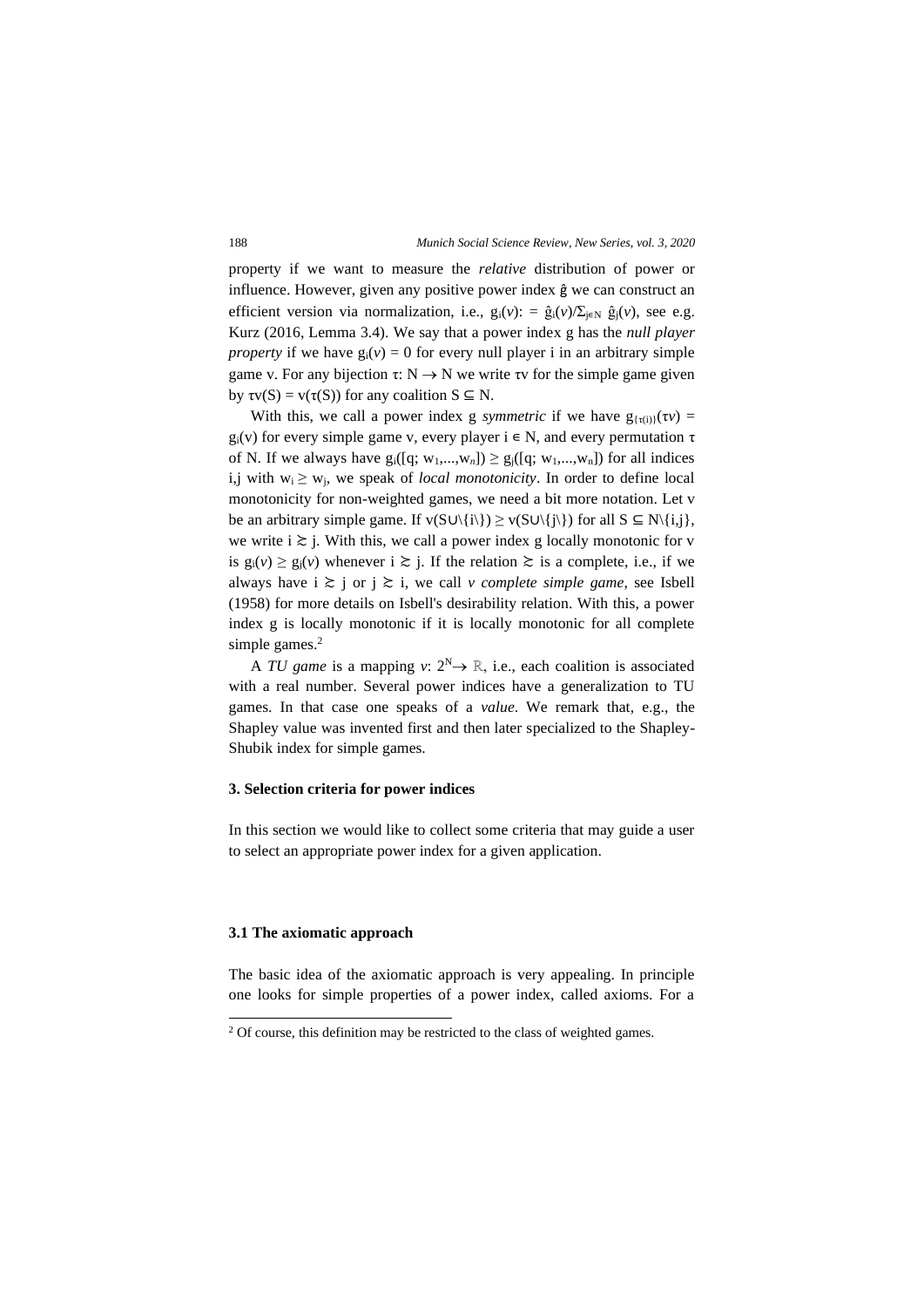property if we want to measure the *relative* distribution of power or influence. However, given any positive power index $\hat{g}$ we can construct an efficient version via normalization, i.e., $g_i(v) := \hat{g}_i(v)/\Sigma_{j\in N}\ \hat{g}_j(v)$, see e.g. Kurz (2016, Lemma 3.4). We say that a power index g has the *null player property* if we have $g_i(v) = 0$ for every null player i in an arbitrary simple game v. For any bijection $\tau: N \to N$ we write $\tau v$ for the simple game given by $\tau v(S) = v(\tau(S))$ for any coalition $S \subseteq N$.

With this, we call a power index g *symmetric* if we have $g_{\{\tau(i)\}}(\tau v) = g_i(v)$ for every simple game v, every player $i \in N$, and every permutation $\tau$ of N. If we always have $g_i([q; w_1,...,w_n]) \geq g_j([q; w_1,...,w_n])$ for all indices i,j with $w_i \geq w_j$, we speak of *local monotonicity*. In order to define local monotonicity for non-weighted games, we need a bit more notation. Let v be an arbitrary simple game. If $v(S\cup\{i\}) \geq v(S\cup\{j\})$ for all $S \subseteq N\backslash\{i,j\}$, we write $i \succsim j$. With this, we call a power index g locally monotonic for v is $g_i(v) \geq g_j(v)$ whenever $i \succsim j$. If the relation $\succsim$ is a complete, i.e., if we always have $i \succsim j$ or $j \succsim i$, we call *v complete simple game*, see Isbell (1958) for more details on Isbell's desirability relation. With this, a power index g is locally monotonic if it is locally monotonic for all complete simple games.[2]

A *TU game* is a mapping $v: 2^N \to \mathbb{R}$, i.e., each coalition is associated with a real number. Several power indices have a generalization to TU games. In that case one speaks of a *value*. We remark that, e.g., the Shapley value was invented first and then later specialized to the Shapley-Shubik index for simple games.

## 3. Selection criteria for power indices

In this section we would like to collect some criteria that may guide a user to select an appropriate power index for a given application.

### 3.1 The axiomatic approach

The basic idea of the axiomatic approach is very appealing. In principle one looks for simple properties of a power index, called axioms. For a

[2] Of course, this definition may be restricted to the class of weighted games.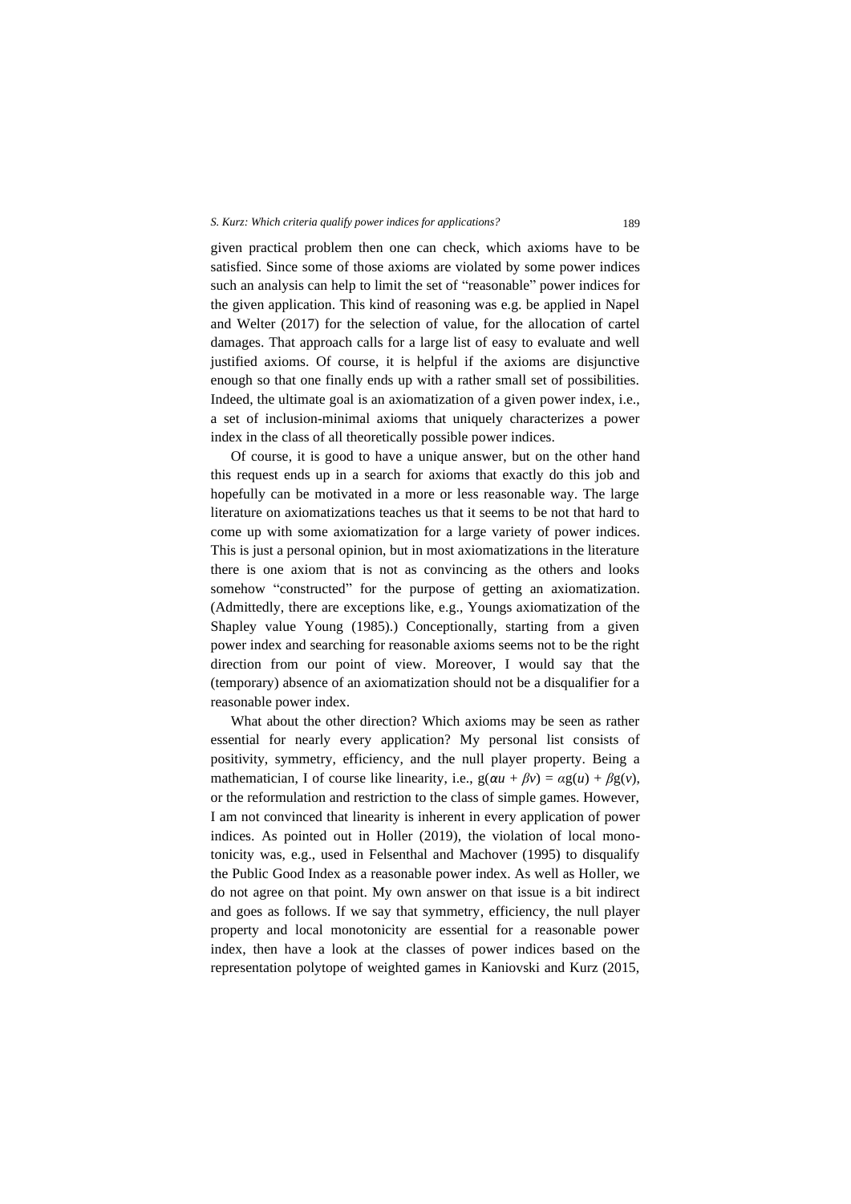given practical problem then one can check, which axioms have to be satisfied. Since some of those axioms are violated by some power indices such an analysis can help to limit the set of "reasonable" power indices for the given application. This kind of reasoning was e.g. be applied in Napel and Welter (2017) for the selection of value, for the allocation of cartel damages. That approach calls for a large list of easy to evaluate and well justified axioms. Of course, it is helpful if the axioms are disjunctive enough so that one finally ends up with a rather small set of possibilities. Indeed, the ultimate goal is an axiomatization of a given power index, i.e., a set of inclusion-minimal axioms that uniquely characterizes a power index in the class of all theoretically possible power indices.

Of course, it is good to have a unique answer, but on the other hand this request ends up in a search for axioms that exactly do this job and hopefully can be motivated in a more or less reasonable way. The large literature on axiomatizations teaches us that it seems to be not that hard to come up with some axiomatization for a large variety of power indices. This is just a personal opinion, but in most axiomatizations in the literature there is one axiom that is not as convincing as the others and looks somehow "constructed" for the purpose of getting an axiomatization. (Admittedly, there are exceptions like, e.g., Youngs axiomatization of the Shapley value Young (1985).) Conceptionally, starting from a given power index and searching for reasonable axioms seems not to be the right direction from our point of view. Moreover, I would say that the (temporary) absence of an axiomatization should not be a disqualifier for a reasonable power index.

What about the other direction? Which axioms may be seen as rather essential for nearly every application? My personal list consists of positivity, symmetry, efficiency, and the null player property. Being a mathematician, I of course like linearity, i.e., $g(\alpha u + \beta v) = \alpha g(u) + \beta g(v)$, or the reformulation and restriction to the class of simple games. However, I am not convinced that linearity is inherent in every application of power indices. As pointed out in Holler (2019), the violation of local monotonicity was, e.g., used in Felsenthal and Machover (1995) to disqualify the Public Good Index as a reasonable power index. As well as Holler, we do not agree on that point. My own answer on that issue is a bit indirect and goes as follows. If we say that symmetry, efficiency, the null player property and local monotonicity are essential for a reasonable power index, then have a look at the classes of power indices based on the representation polytope of weighted games in Kaniovski and Kurz (2015,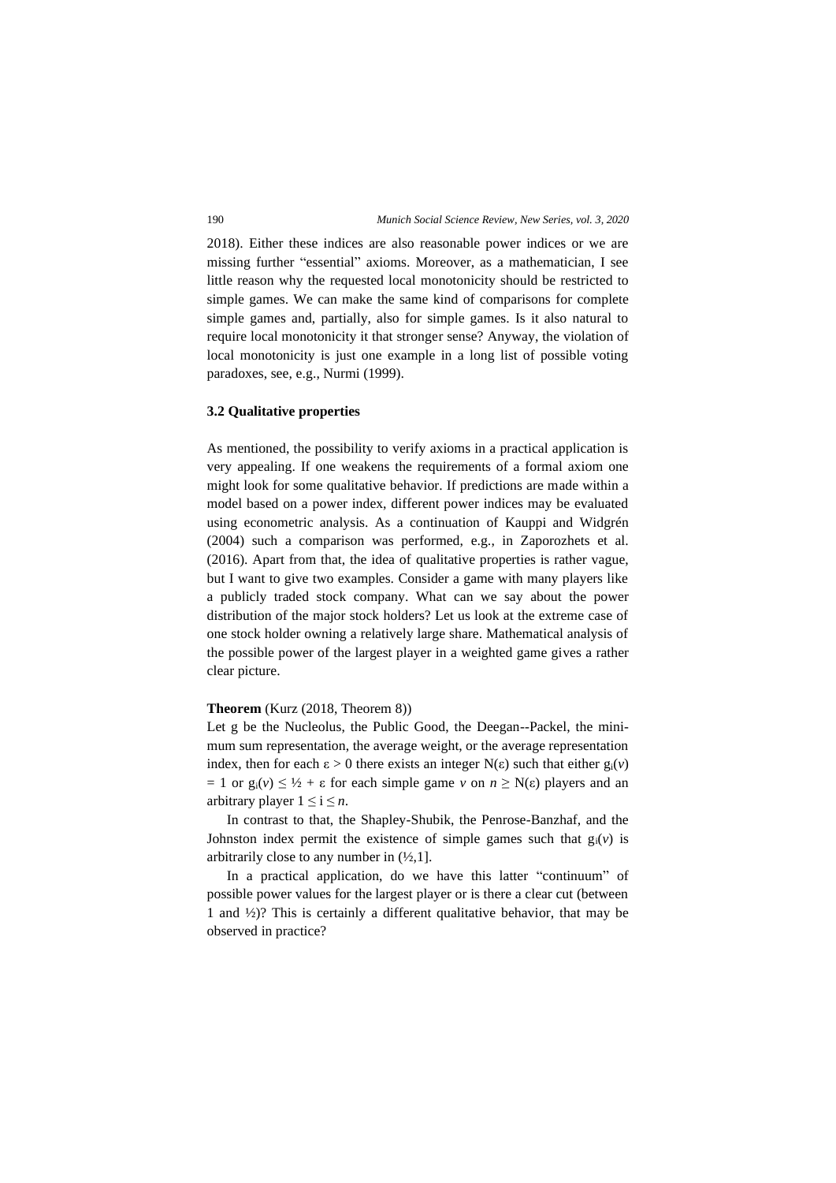2018). Either these indices are also reasonable power indices or we are missing further "essential" axioms. Moreover, as a mathematician, I see little reason why the requested local monotonicity should be restricted to simple games. We can make the same kind of comparisons for complete simple games and, partially, also for simple games. Is it also natural to require local monotonicity it that stronger sense? Anyway, the violation of local monotonicity is just one example in a long list of possible voting paradoxes, see, e.g., Nurmi (1999).

### 3.2 Qualitative properties

As mentioned, the possibility to verify axioms in a practical application is very appealing. If one weakens the requirements of a formal axiom one might look for some qualitative behavior. If predictions are made within a model based on a power index, different power indices may be evaluated using econometric analysis. As a continuation of Kauppi and Widgrén (2004) such a comparison was performed, e.g., in Zaporozhets et al. (2016). Apart from that, the idea of qualitative properties is rather vague, but I want to give two examples. Consider a game with many players like a publicly traded stock company. What can we say about the power distribution of the major stock holders? Let us look at the extreme case of one stock holder owning a relatively large share. Mathematical analysis of the possible power of the largest player in a weighted game gives a rather clear picture.

**Theorem** (Kurz (2018, Theorem 8))

Let g be the Nucleolus, the Public Good, the Deegan--Packel, the minimum sum representation, the average weight, or the average representation index, then for each $\varepsilon > 0$ there exists an integer $N(\varepsilon)$ such that either $g_i(v) = 1$ or $g_i(v) \leq ½ + \varepsilon$ for each simple game $v$ on $n \geq N(\varepsilon)$ players and an arbitrary player $1 \leq i \leq n$.

In contrast to that, the Shapley-Shubik, the Penrose-Banzhaf, and the Johnston index permit the existence of simple games such that $g_i(v)$ is arbitrarily close to any number in $(½,1]$.

In a practical application, do we have this latter "continuum" of possible power values for the largest player or is there a clear cut (between 1 and ½)? This is certainly a different qualitative behavior, that may be observed in practice?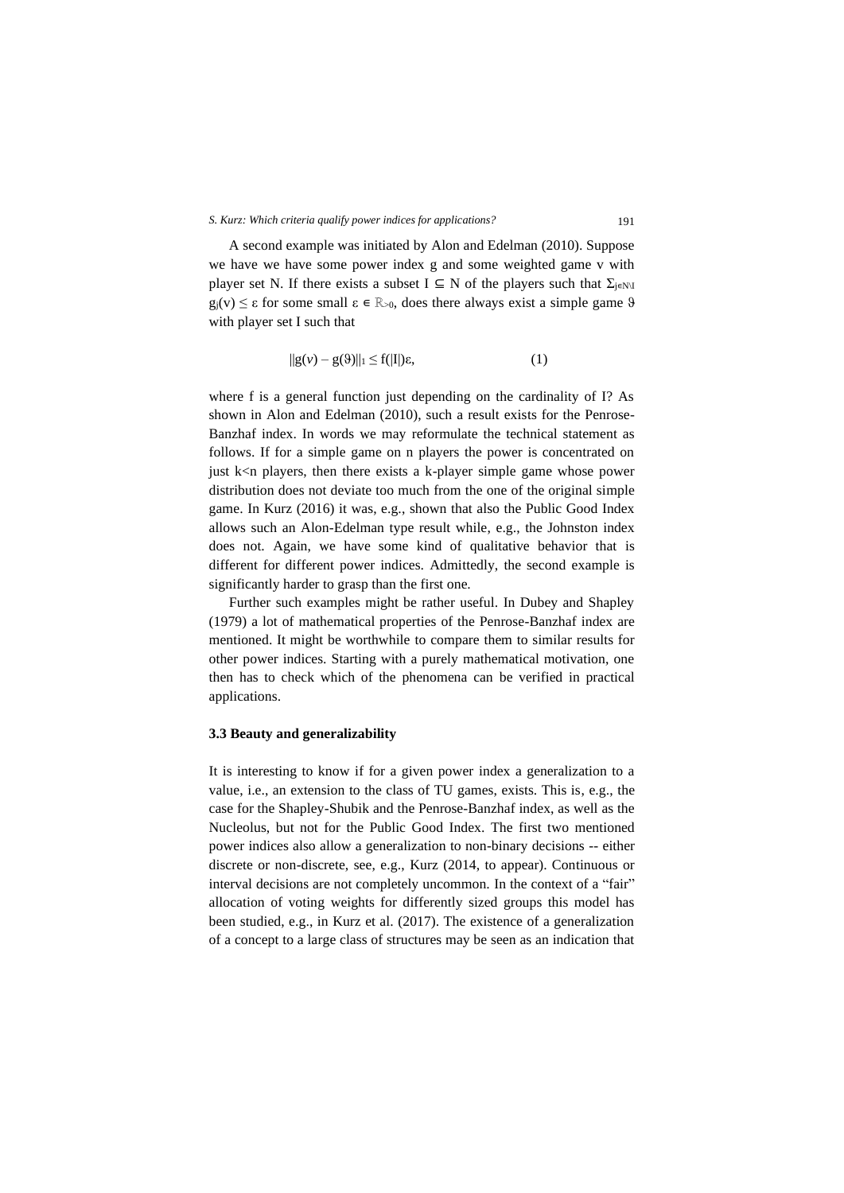A second example was initiated by Alon and Edelman (2010). Suppose we have we have some power index g and some weighted game v with player set N. If there exists a subset $I \subseteq N$ of the players such that $\Sigma_{j \in N \setminus I}$ $g_j(v) \leq \varepsilon$ for some small $\varepsilon \in \mathbb{R}_{>0}$, does there always exist a simple game $\vartheta$ with player set I such that

$$\|g(v) - g(\vartheta)\|_1 \leq f(|I|)\varepsilon, \qquad (1)$$

where f is a general function just depending on the cardinality of I? As shown in Alon and Edelman (2010), such a result exists for the Penrose-Banzhaf index. In words we may reformulate the technical statement as follows. If for a simple game on n players the power is concentrated on just k<n players, then there exists a k-player simple game whose power distribution does not deviate too much from the one of the original simple game. In Kurz (2016) it was, e.g., shown that also the Public Good Index allows such an Alon-Edelman type result while, e.g., the Johnston index does not. Again, we have some kind of qualitative behavior that is different for different power indices. Admittedly, the second example is significantly harder to grasp than the first one.

Further such examples might be rather useful. In Dubey and Shapley (1979) a lot of mathematical properties of the Penrose-Banzhaf index are mentioned. It might be worthwhile to compare them to similar results for other power indices. Starting with a purely mathematical motivation, one then has to check which of the phenomena can be verified in practical applications.

### 3.3 Beauty and generalizability

It is interesting to know if for a given power index a generalization to a value, i.e., an extension to the class of TU games, exists. This is, e.g., the case for the Shapley-Shubik and the Penrose-Banzhaf index, as well as the Nucleolus, but not for the Public Good Index. The first two mentioned power indices also allow a generalization to non-binary decisions -- either discrete or non-discrete, see, e.g., Kurz (2014, to appear). Continuous or interval decisions are not completely uncommon. In the context of a "fair" allocation of voting weights for differently sized groups this model has been studied, e.g., in Kurz et al. (2017). The existence of a generalization of a concept to a large class of structures may be seen as an indication that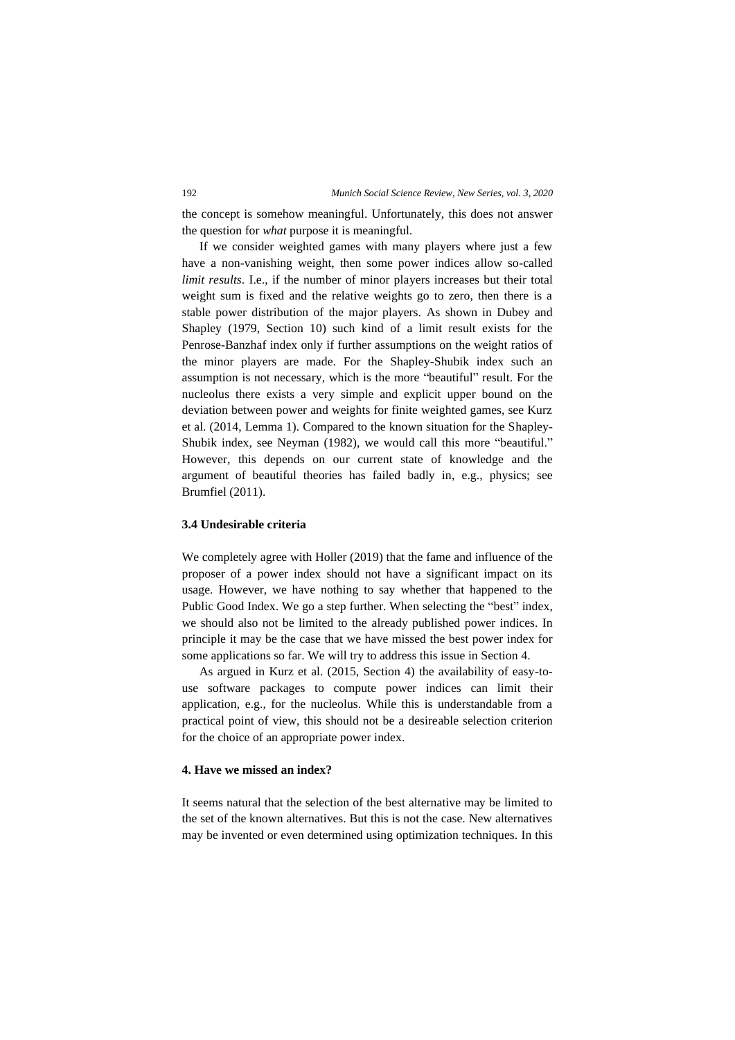the concept is somehow meaningful. Unfortunately, this does not answer the question for *what* purpose it is meaningful.

If we consider weighted games with many players where just a few have a non-vanishing weight, then some power indices allow so-called *limit results*. I.e., if the number of minor players increases but their total weight sum is fixed and the relative weights go to zero, then there is a stable power distribution of the major players. As shown in Dubey and Shapley (1979, Section 10) such kind of a limit result exists for the Penrose-Banzhaf index only if further assumptions on the weight ratios of the minor players are made. For the Shapley-Shubik index such an assumption is not necessary, which is the more "beautiful" result. For the nucleolus there exists a very simple and explicit upper bound on the deviation between power and weights for finite weighted games, see Kurz et al. (2014, Lemma 1). Compared to the known situation for the Shapley-Shubik index, see Neyman (1982), we would call this more "beautiful." However, this depends on our current state of knowledge and the argument of beautiful theories has failed badly in, e.g., physics; see Brumfiel (2011).

### 3.4 Undesirable criteria

We completely agree with Holler (2019) that the fame and influence of the proposer of a power index should not have a significant impact on its usage. However, we have nothing to say whether that happened to the Public Good Index. We go a step further. When selecting the "best" index, we should also not be limited to the already published power indices. In principle it may be the case that we have missed the best power index for some applications so far. We will try to address this issue in Section 4.

As argued in Kurz et al. (2015, Section 4) the availability of easy-to-use software packages to compute power indices can limit their application, e.g., for the nucleolus. While this is understandable from a practical point of view, this should not be a desireable selection criterion for the choice of an appropriate power index.

## 4. Have we missed an index?

It seems natural that the selection of the best alternative may be limited to the set of the known alternatives. But this is not the case. New alternatives may be invented or even determined using optimization techniques. In this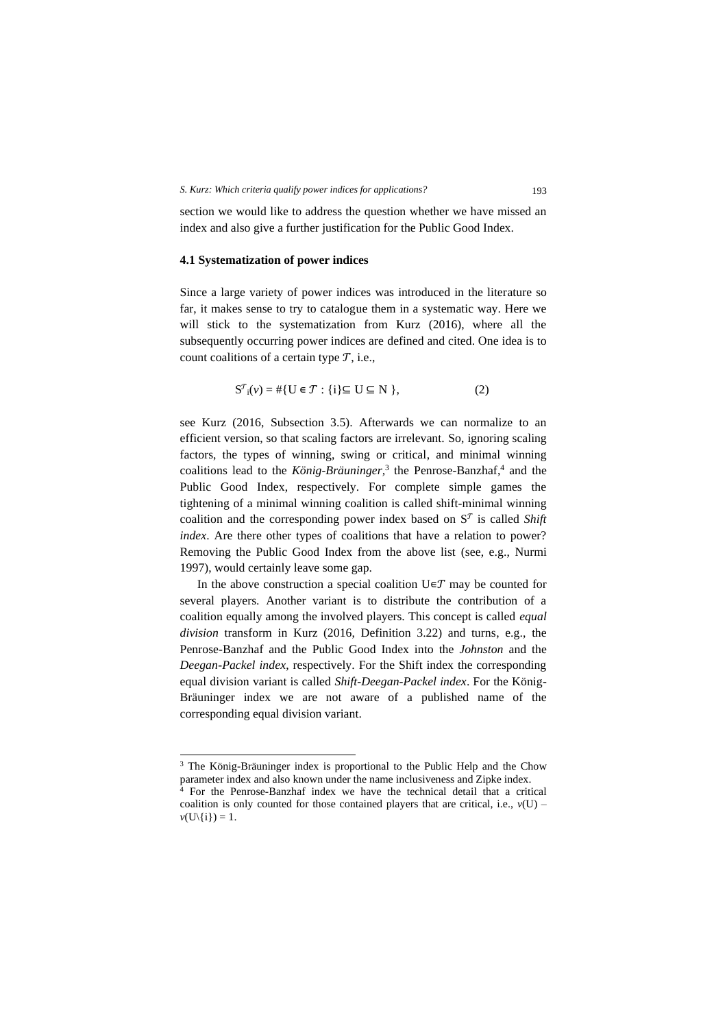section we would like to address the question whether we have missed an index and also give a further justification for the Public Good Index.

### 4.1 Systematization of power indices

Since a large variety of power indices was introduced in the literature so far, it makes sense to try to catalogue them in a systematic way. Here we will stick to the systematization from Kurz (2016), where all the subsequently occurring power indices are defined and cited. One idea is to count coalitions of a certain type $\mathcal{T}$, i.e.,

$$S^{\mathcal{T}}_i(v) = \#\{U \in \mathcal{T} : \{i\} \subseteq U \subseteq N\}, \qquad (2)$$

see Kurz (2016, Subsection 3.5). Afterwards we can normalize to an efficient version, so that scaling factors are irrelevant. So, ignoring scaling factors, the types of winning, swing or critical, and minimal winning coalitions lead to the *König-Bräuninger*,[3] the Penrose-Banzhaf,[4] and the Public Good Index, respectively. For complete simple games the tightening of a minimal winning coalition is called shift-minimal winning coalition and the corresponding power index based on $S^{\mathcal{T}}$ is called *Shift index*. Are there other types of coalitions that have a relation to power? Removing the Public Good Index from the above list (see, e.g., Nurmi 1997), would certainly leave some gap.

In the above construction a special coalition $U \in \mathcal{T}$ may be counted for several players. Another variant is to distribute the contribution of a coalition equally among the involved players. This concept is called *equal division* transform in Kurz (2016, Definition 3.22) and turns, e.g., the Penrose-Banzhaf and the Public Good Index into the *Johnston* and the *Deegan-Packel index*, respectively. For the Shift index the corresponding equal division variant is called *Shift-Deegan-Packel index*. For the König-Bräuninger index we are not aware of a published name of the corresponding equal division variant.

---

[3] The König-Bräuninger index is proportional to the Public Help and the Chow parameter index and also known under the name inclusiveness and Zipke index.

[4] For the Penrose-Banzhaf index we have the technical detail that a critical coalition is only counted for those contained players that are critical, i.e., $v(U) - v(U\backslash\{i\}) = 1$.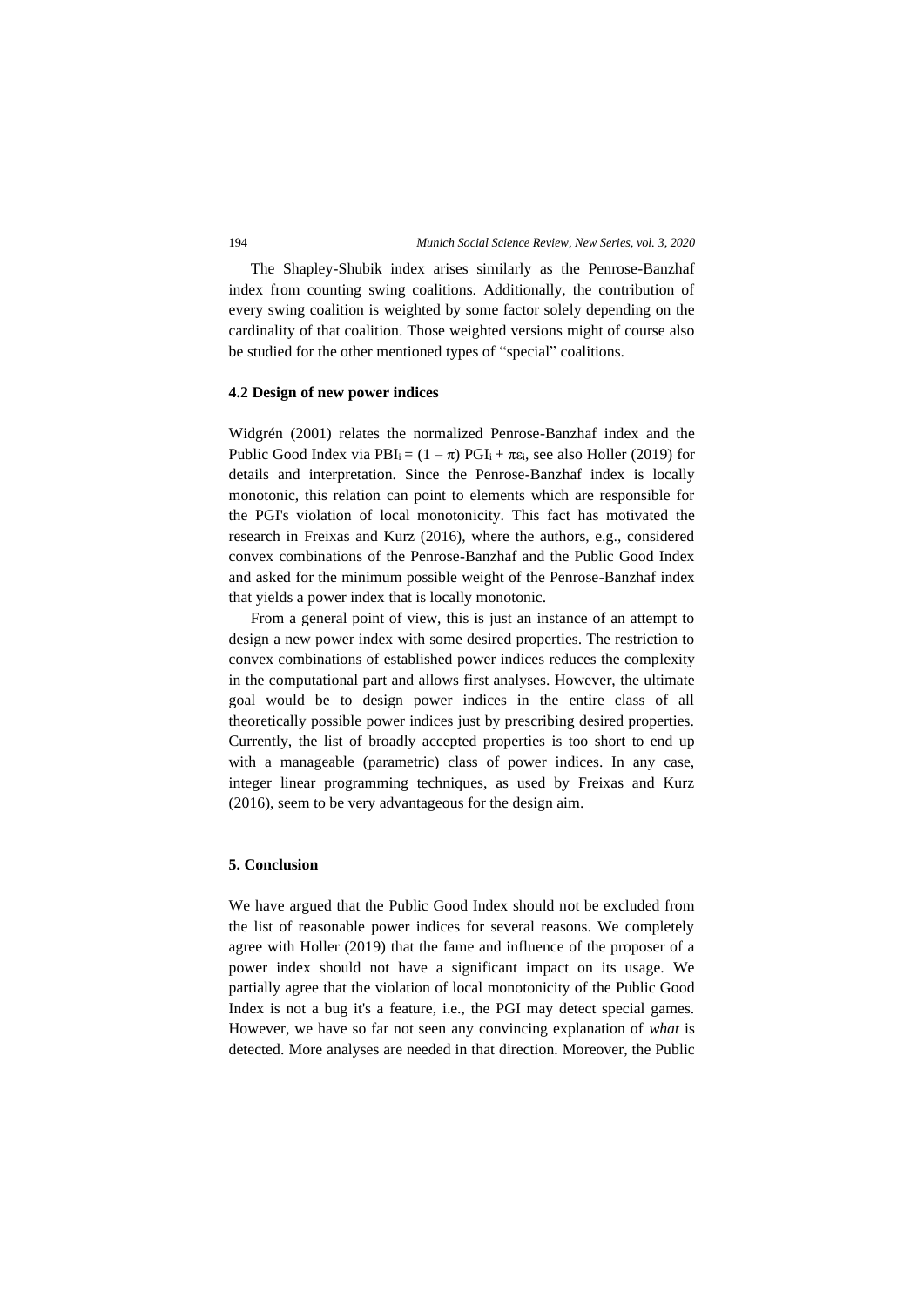The Shapley-Shubik index arises similarly as the Penrose-Banzhaf index from counting swing coalitions. Additionally, the contribution of every swing coalition is weighted by some factor solely depending on the cardinality of that coalition. Those weighted versions might of course also be studied for the other mentioned types of "special" coalitions.

### 4.2 Design of new power indices

Widgrén (2001) relates the normalized Penrose-Banzhaf index and the Public Good Index via $PBI_i = (1 - \pi)\, PGI_i + \pi\varepsilon_i$, see also Holler (2019) for details and interpretation. Since the Penrose-Banzhaf index is locally monotonic, this relation can point to elements which are responsible for the PGI's violation of local monotonicity. This fact has motivated the research in Freixas and Kurz (2016), where the authors, e.g., considered convex combinations of the Penrose-Banzhaf and the Public Good Index and asked for the minimum possible weight of the Penrose-Banzhaf index that yields a power index that is locally monotonic.

From a general point of view, this is just an instance of an attempt to design a new power index with some desired properties. The restriction to convex combinations of established power indices reduces the complexity in the computational part and allows first analyses. However, the ultimate goal would be to design power indices in the entire class of all theoretically possible power indices just by prescribing desired properties. Currently, the list of broadly accepted properties is too short to end up with a manageable (parametric) class of power indices. In any case, integer linear programming techniques, as used by Freixas and Kurz (2016), seem to be very advantageous for the design aim.

## 5. Conclusion

We have argued that the Public Good Index should not be excluded from the list of reasonable power indices for several reasons. We completely agree with Holler (2019) that the fame and influence of the proposer of a power index should not have a significant impact on its usage. We partially agree that the violation of local monotonicity of the Public Good Index is not a bug it's a feature, i.e., the PGI may detect special games. However, we have so far not seen any convincing explanation of *what* is detected. More analyses are needed in that direction. Moreover, the Public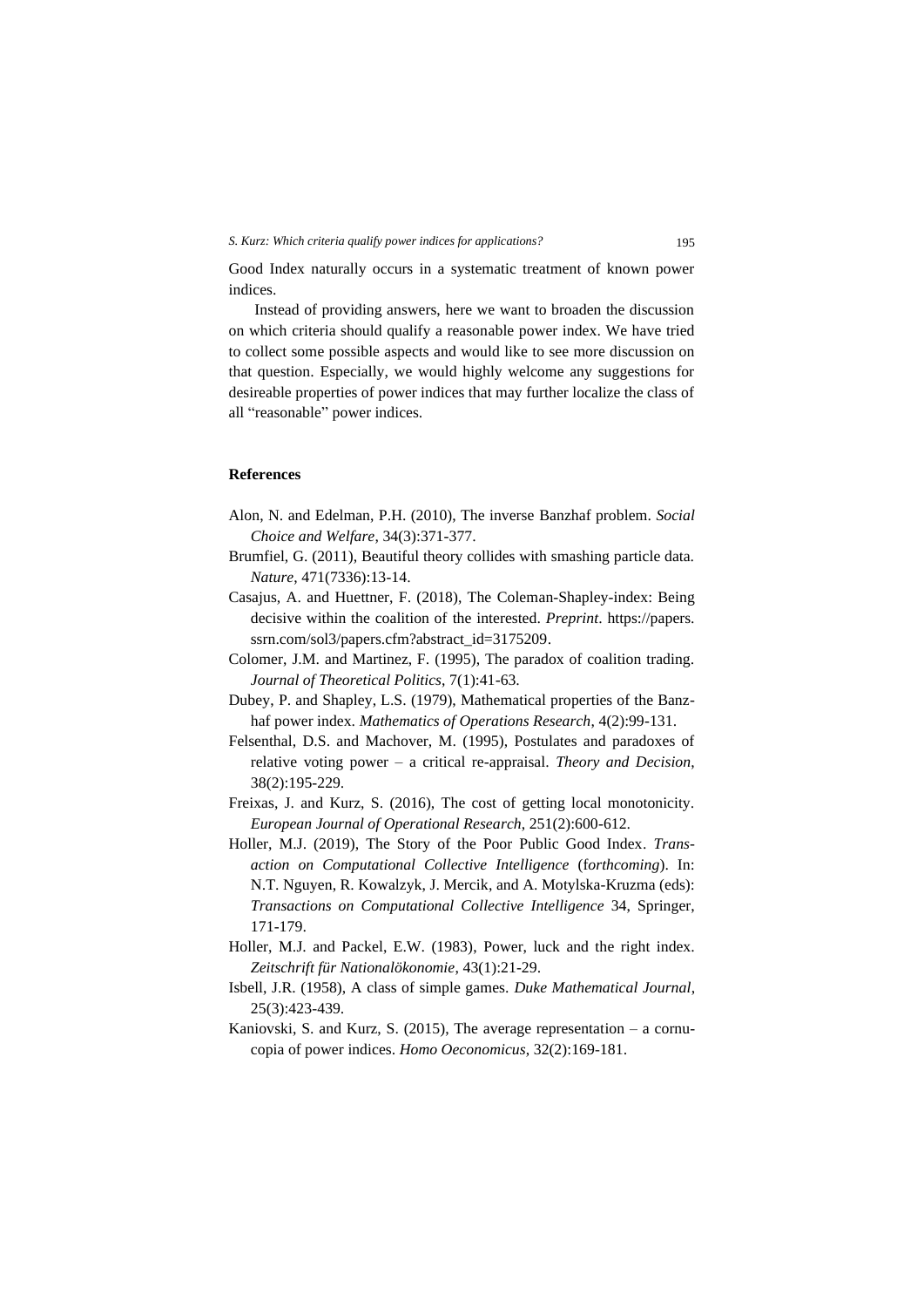Good Index naturally occurs in a systematic treatment of known power indices.

Instead of providing answers, here we want to broaden the discussion on which criteria should qualify a reasonable power index. We have tried to collect some possible aspects and would like to see more discussion on that question. Especially, we would highly welcome any suggestions for desireable properties of power indices that may further localize the class of all "reasonable" power indices.

## References

Alon, N. and Edelman, P.H. (2010), The inverse Banzhaf problem. *Social Choice and Welfare*, 34(3):371-377.

Brumfiel, G. (2011), Beautiful theory collides with smashing particle data. *Nature*, 471(7336):13-14.

Casajus, A. and Huettner, F. (2018), The Coleman-Shapley-index: Being decisive within the coalition of the interested. *Preprint*. https://papers.ssrn.com/sol3/papers.cfm?abstract_id=3175209.

Colomer, J.M. and Martinez, F. (1995), The paradox of coalition trading. *Journal of Theoretical Politics*, 7(1):41-63.

Dubey, P. and Shapley, L.S. (1979), Mathematical properties of the Banzhaf power index. *Mathematics of Operations Research*, 4(2):99-131.

Felsenthal, D.S. and Machover, M. (1995), Postulates and paradoxes of relative voting power – a critical re-appraisal. *Theory and Decision*, 38(2):195-229.

Freixas, J. and Kurz, S. (2016), The cost of getting local monotonicity. *European Journal of Operational Research*, 251(2):600-612.

Holler, M.J. (2019), The Story of the Poor Public Good Index. *Transaction on Computational Collective Intelligence* (*forthcoming*). In: N.T. Nguyen, R. Kowalzyk, J. Mercik, and A. Motylska-Kruzma (eds): *Transactions on Computational Collective Intelligence* 34, Springer, 171-179.

Holler, M.J. and Packel, E.W. (1983), Power, luck and the right index. *Zeitschrift für Nationalökonomie*, 43(1):21-29.

Isbell, J.R. (1958), A class of simple games. *Duke Mathematical Journal*, 25(3):423-439.

Kaniovski, S. and Kurz, S. (2015), The average representation – a cornucopia of power indices. *Homo Oeconomicus*, 32(2):169-181.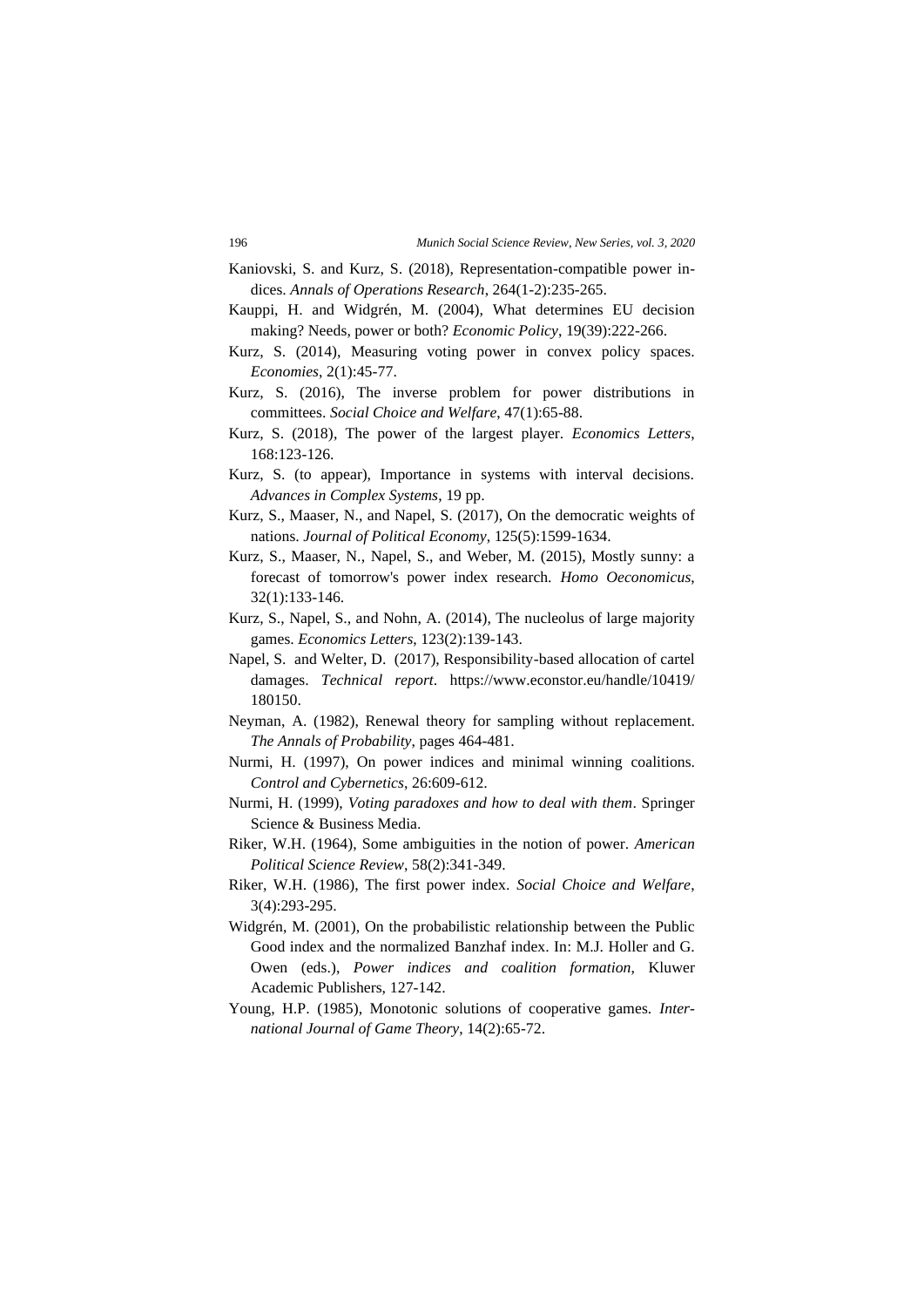Kaniovski, S. and Kurz, S. (2018), Representation-compatible power indices. *Annals of Operations Research*, 264(1-2):235-265.

Kauppi, H. and Widgrén, M. (2004), What determines EU decision making? Needs, power or both? *Economic Policy*, 19(39):222-266.

Kurz, S. (2014), Measuring voting power in convex policy spaces. *Economies*, 2(1):45-77.

Kurz, S. (2016), The inverse problem for power distributions in committees. *Social Choice and Welfare*, 47(1):65-88.

Kurz, S. (2018), The power of the largest player. *Economics Letters*, 168:123-126.

Kurz, S. (to appear), Importance in systems with interval decisions. *Advances in Complex Systems*, 19 pp.

Kurz, S., Maaser, N., and Napel, S. (2017), On the democratic weights of nations. *Journal of Political Economy*, 125(5):1599-1634.

Kurz, S., Maaser, N., Napel, S., and Weber, M. (2015), Mostly sunny: a forecast of tomorrow's power index research. *Homo Oeconomicus*, 32(1):133-146.

Kurz, S., Napel, S., and Nohn, A. (2014), The nucleolus of large majority games. *Economics Letters*, 123(2):139-143.

Napel, S. and Welter, D. (2017), Responsibility-based allocation of cartel damages. *Technical report*. https://www.econstor.eu/handle/10419/180150.

Neyman, A. (1982), Renewal theory for sampling without replacement. *The Annals of Probability*, pages 464-481.

Nurmi, H. (1997), On power indices and minimal winning coalitions. *Control and Cybernetics*, 26:609-612.

Nurmi, H. (1999), *Voting paradoxes and how to deal with them*. Springer Science & Business Media.

Riker, W.H. (1964), Some ambiguities in the notion of power. *American Political Science Review*, 58(2):341-349.

Riker, W.H. (1986), The first power index. *Social Choice and Welfare*, 3(4):293-295.

Widgrén, M. (2001), On the probabilistic relationship between the Public Good index and the normalized Banzhaf index. In: M.J. Holler and G. Owen (eds.), *Power indices and coalition formation*, Kluwer Academic Publishers, 127-142.

Young, H.P. (1985), Monotonic solutions of cooperative games. *International Journal of Game Theory*, 14(2):65-72.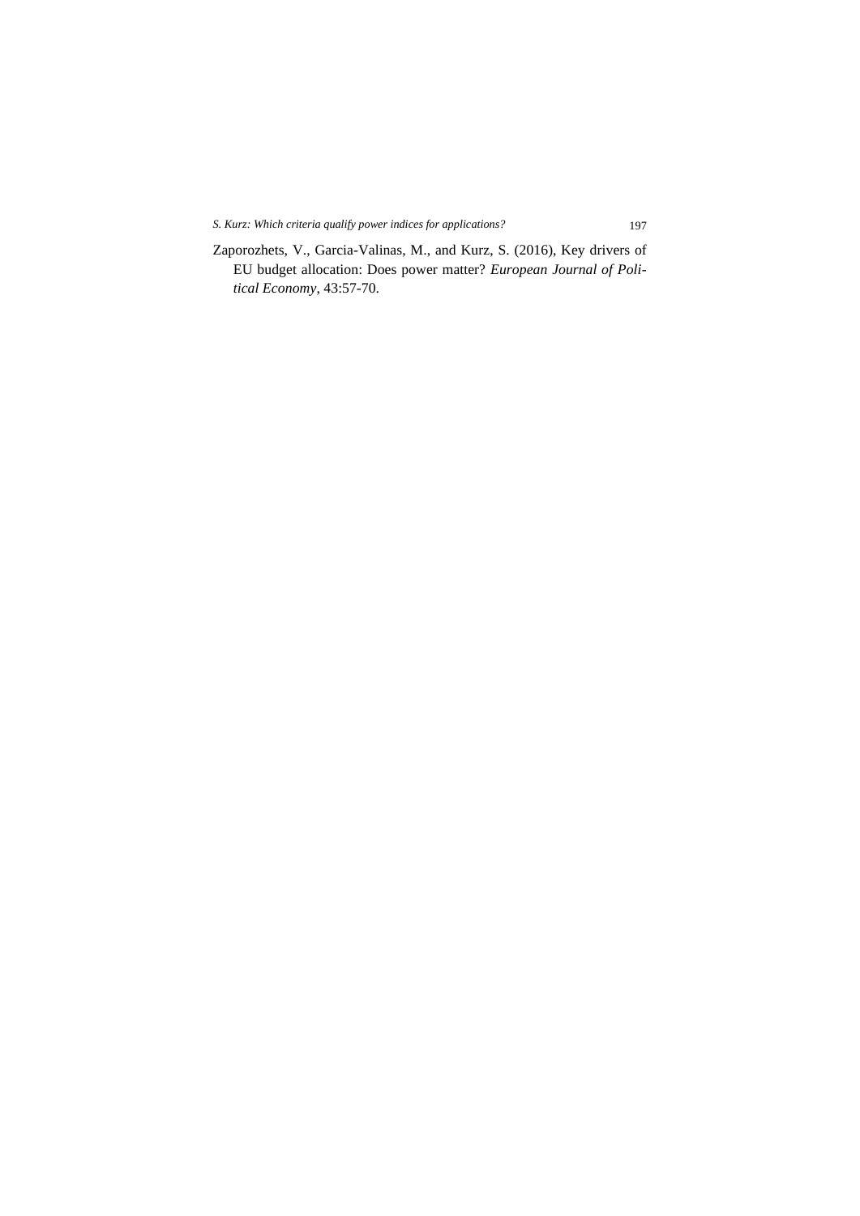Zaporozhets, V., Garcia-Valinas, M., and Kurz, S. (2016), Key drivers of EU budget allocation: Does power matter? *European Journal of Political Economy*, 43:57-70.